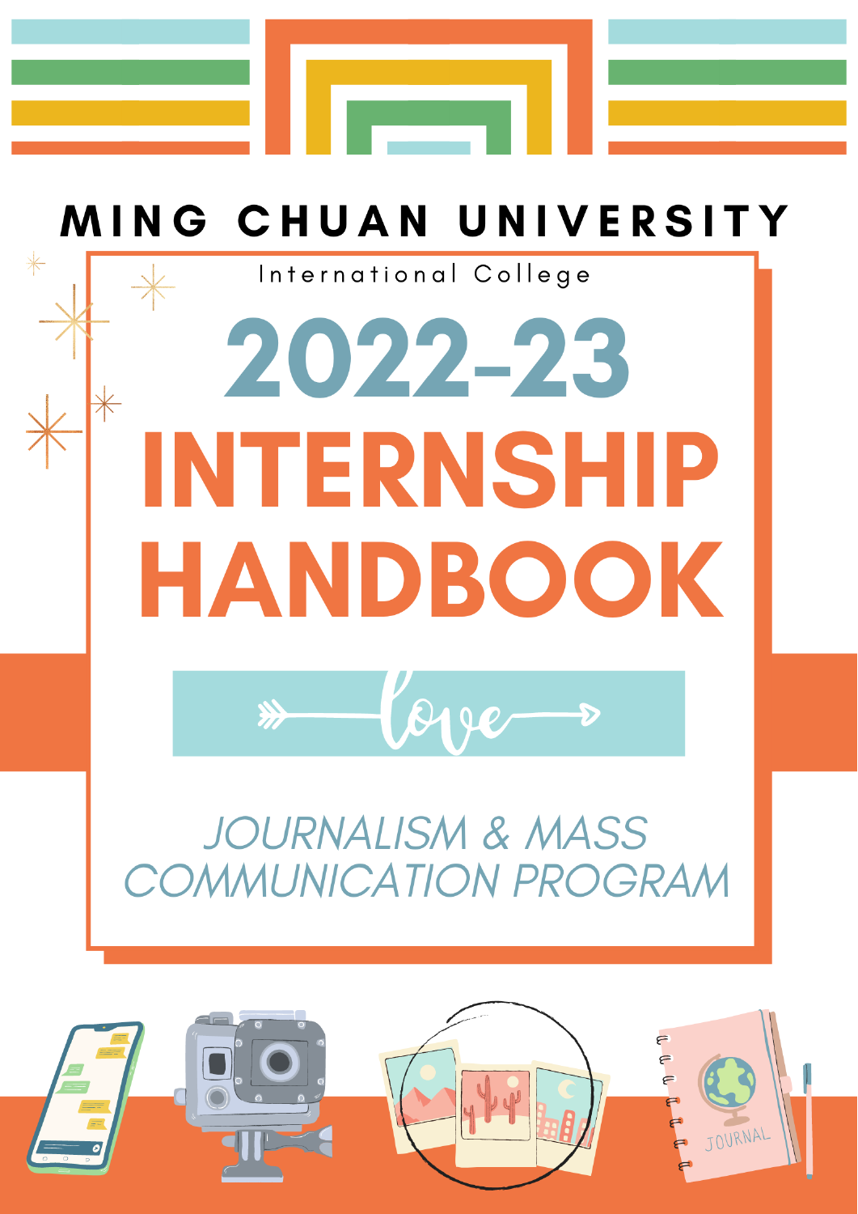# MING CHUAN UNIVERSITY

International College

# 2022-23 INTERNSHIP HANDBOOK

love

*JOURNALISM & MASS COMMUNICATION PROGRAM*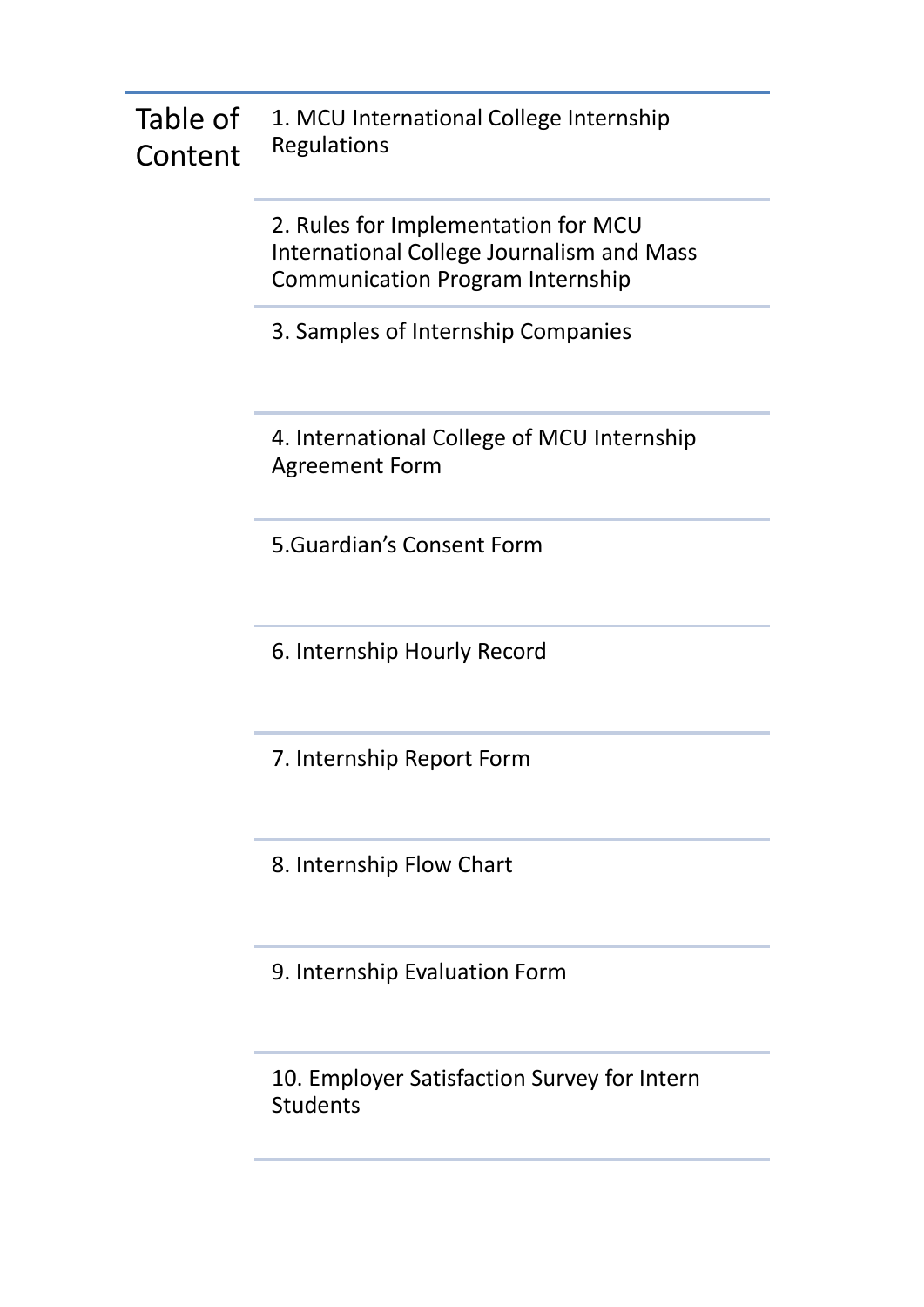# Table of Content

1. MCU International College Internship Regulations
2. Rules for Implementation for MCU International College Journalism and Mass Communication Program Internship
3. Samples of Internship Companies
4. International College of MCU Internship Agreement Form
5. Guardian's Consent Form
6. Internship Hourly Record
7. Internship Report Form
8. Internship Flow Chart
9. Internship Evaluation Form
10. Employer Satisfaction Survey for Intern Students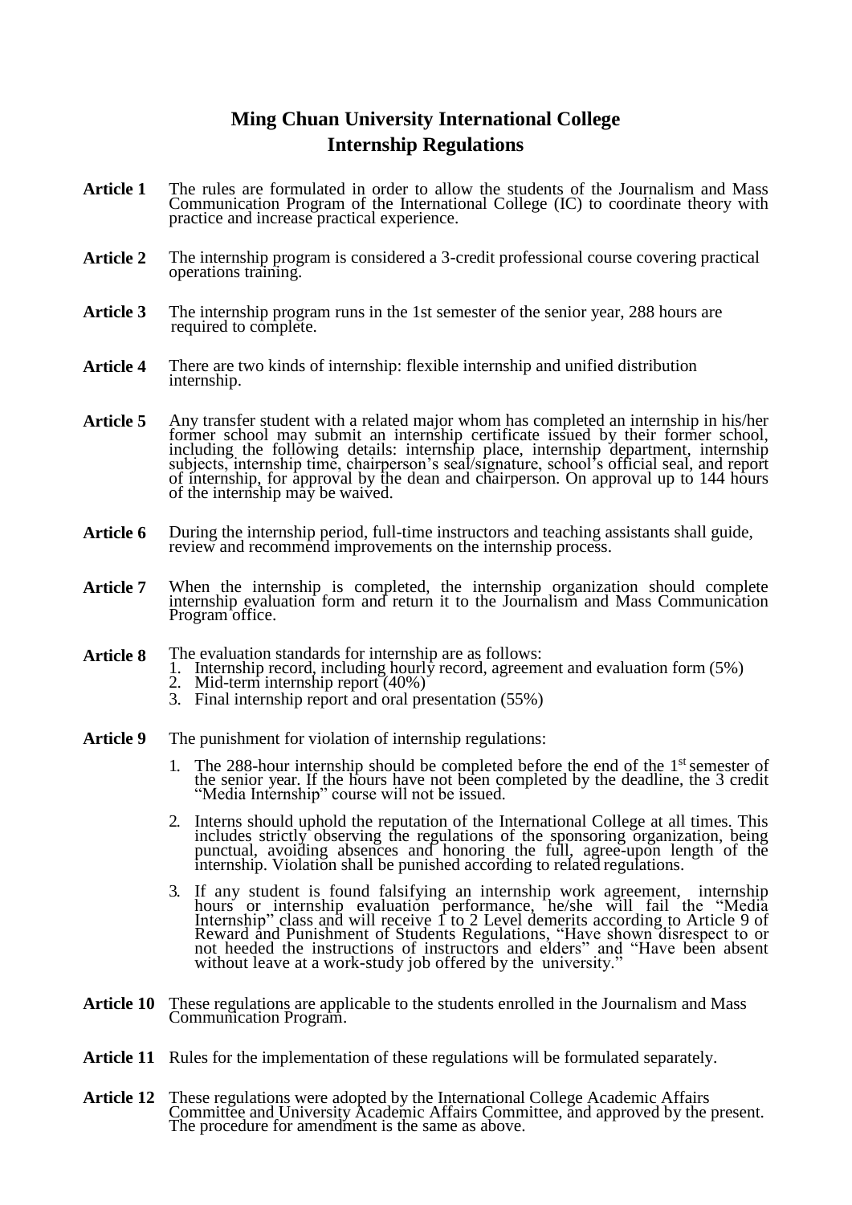# Ming Chuan University International College
# Internship Regulations

**Article 1** The rules are formulated in order to allow the students of the Journalism and Mass Communication Program of the International College (IC) to coordinate theory with practice and increase practical experience.

**Article 2** The internship program is considered a 3-credit professional course covering practical operations training.

**Article 3** The internship program runs in the 1st semester of the senior year, 288 hours are required to complete.

**Article 4** There are two kinds of internship: flexible internship and unified distribution internship.

**Article 5** Any transfer student with a related major whom has completed an internship in his/her former school may submit an internship certificate issued by their former school, including the following details: internship place, internship department, internship subjects, internship time, chairperson's seal/signature, school's official seal, and report of internship, for approval by the dean and chairperson. On approval up to 144 hours of the internship may be waived.

**Article 6** During the internship period, full-time instructors and teaching assistants shall guide, review and recommend improvements on the internship process.

**Article 7** When the internship is completed, the internship organization should complete internship evaluation form and return it to the Journalism and Mass Communication Program office.

**Article 8** The evaluation standards for internship are as follows:

1. Internship record, including hourly record, agreement and evaluation form (5%)
2. Mid-term internship report (40%)
3. Final internship report and oral presentation (55%)

**Article 9** The punishment for violation of internship regulations:

1. The 288-hour internship should be completed before the end of the 1st semester of the senior year. If the hours have not been completed by the deadline, the 3 credit "Media Internship" course will not be issued.

2. Interns should uphold the reputation of the International College at all times. This includes strictly observing the regulations of the sponsoring organization, being punctual, avoiding absences and honoring the full, agree-upon length of the internship. Violation shall be punished according to related regulations.

3. If any student is found falsifying an internship work agreement, internship hours or internship evaluation performance, he/she will fail the "Media Internship" class and will receive 1 to 2 Level demerits according to Article 9 of Reward and Punishment of Students Regulations, "Have shown disrespect to or not heeded the instructions of instructors and elders" and "Have been absent without leave at a work-study job offered by the university."

**Article 10** These regulations are applicable to the students enrolled in the Journalism and Mass Communication Program.

**Article 11** Rules for the implementation of these regulations will be formulated separately.

**Article 12** These regulations were adopted by the International College Academic Affairs Committee and University Academic Affairs Committee, and approved by the present. The procedure for amendment is the same as above.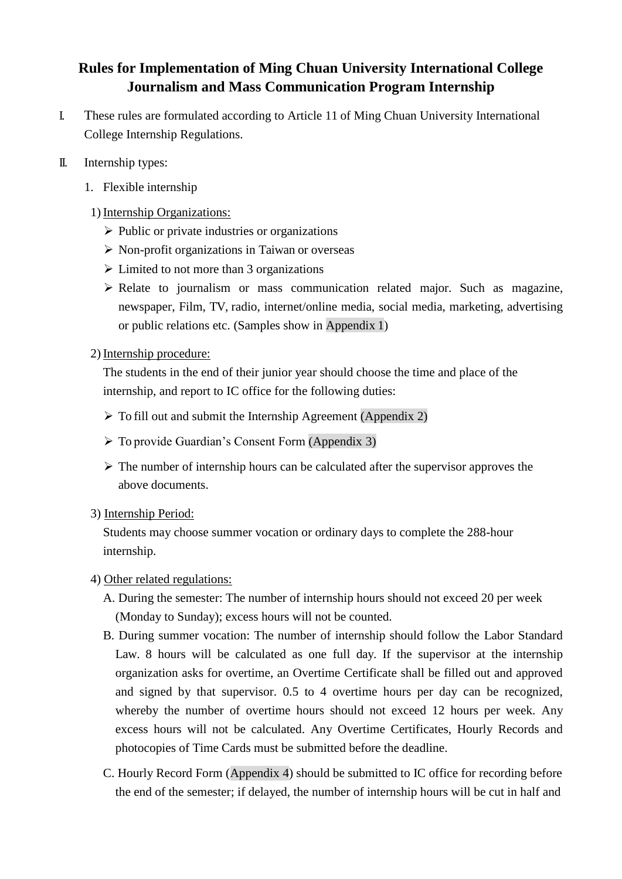# Rules for Implementation of Ming Chuan University International College Journalism and Mass Communication Program Internship

I. These rules are formulated according to Article 11 of Ming Chuan University International College Internship Regulations.

II. Internship types:

1. Flexible internship

1) Internship Organizations:

- Public or private industries or organizations
- Non-profit organizations in Taiwan or overseas
- Limited to not more than 3 organizations
- Relate to journalism or mass communication related major. Such as magazine, newspaper, Film, TV, radio, internet/online media, social media, marketing, advertising or public relations etc. (Samples show in Appendix 1)

2) Internship procedure:

The students in the end of their junior year should choose the time and place of the internship, and report to IC office for the following duties:

- To fill out and submit the Internship Agreement (Appendix 2)
- To provide Guardian's Consent Form (Appendix 3)
- The number of internship hours can be calculated after the supervisor approves the above documents.

3) Internship Period:

Students may choose summer vocation or ordinary days to complete the 288-hour internship.

4) Other related regulations:

A. During the semester: The number of internship hours should not exceed 20 per week (Monday to Sunday); excess hours will not be counted.

B. During summer vocation: The number of internship should follow the Labor Standard Law. 8 hours will be calculated as one full day. If the supervisor at the internship organization asks for overtime, an Overtime Certificate shall be filled out and approved and signed by that supervisor. 0.5 to 4 overtime hours per day can be recognized, whereby the number of overtime hours should not exceed 12 hours per week. Any excess hours will not be calculated. Any Overtime Certificates, Hourly Records and photocopies of Time Cards must be submitted before the deadline.

C. Hourly Record Form (Appendix 4) should be submitted to IC office for recording before the end of the semester; if delayed, the number of internship hours will be cut in half and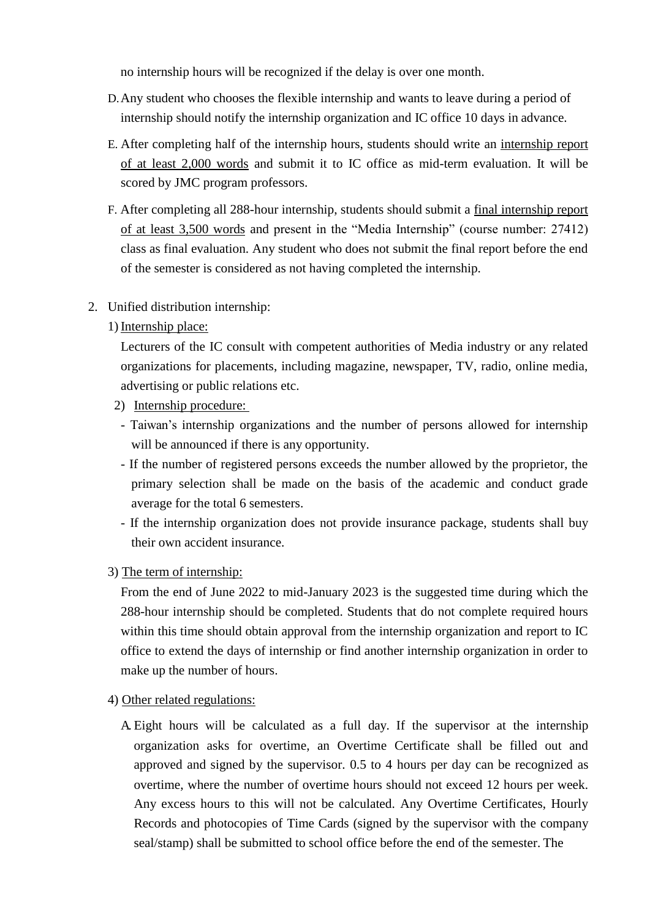no internship hours will be recognized if the delay is over one month.

D. Any student who chooses the flexible internship and wants to leave during a period of internship should notify the internship organization and IC office 10 days in advance.

E. After completing half of the internship hours, students should write an <u>internship report of at least 2,000 words</u> and submit it to IC office as mid-term evaluation. It will be scored by JMC program professors.

F. After completing all 288-hour internship, students should submit a <u>final internship report of at least 3,500 words</u> and present in the "Media Internship" (course number: 27412) class as final evaluation. Any student who does not submit the final report before the end of the semester is considered as not having completed the internship.

2. Unified distribution internship:

1) <u>Internship place:</u>

Lecturers of the IC consult with competent authorities of Media industry or any related organizations for placements, including magazine, newspaper, TV, radio, online media, advertising or public relations etc.

2) <u>Internship procedure:</u>

- Taiwan's internship organizations and the number of persons allowed for internship will be announced if there is any opportunity.
- If the number of registered persons exceeds the number allowed by the proprietor, the primary selection shall be made on the basis of the academic and conduct grade average for the total 6 semesters.
- If the internship organization does not provide insurance package, students shall buy their own accident insurance.

3) <u>The term of internship:</u>

From the end of June 2022 to mid-January 2023 is the suggested time during which the 288-hour internship should be completed. Students that do not complete required hours within this time should obtain approval from the internship organization and report to IC office to extend the days of internship or find another internship organization in order to make up the number of hours.

4) <u>Other related regulations:</u>

A. Eight hours will be calculated as a full day. If the supervisor at the internship organization asks for overtime, an Overtime Certificate shall be filled out and approved and signed by the supervisor. 0.5 to 4 hours per day can be recognized as overtime, where the number of overtime hours should not exceed 12 hours per week. Any excess hours to this will not be calculated. Any Overtime Certificates, Hourly Records and photocopies of Time Cards (signed by the supervisor with the company seal/stamp) shall be submitted to school office before the end of the semester. The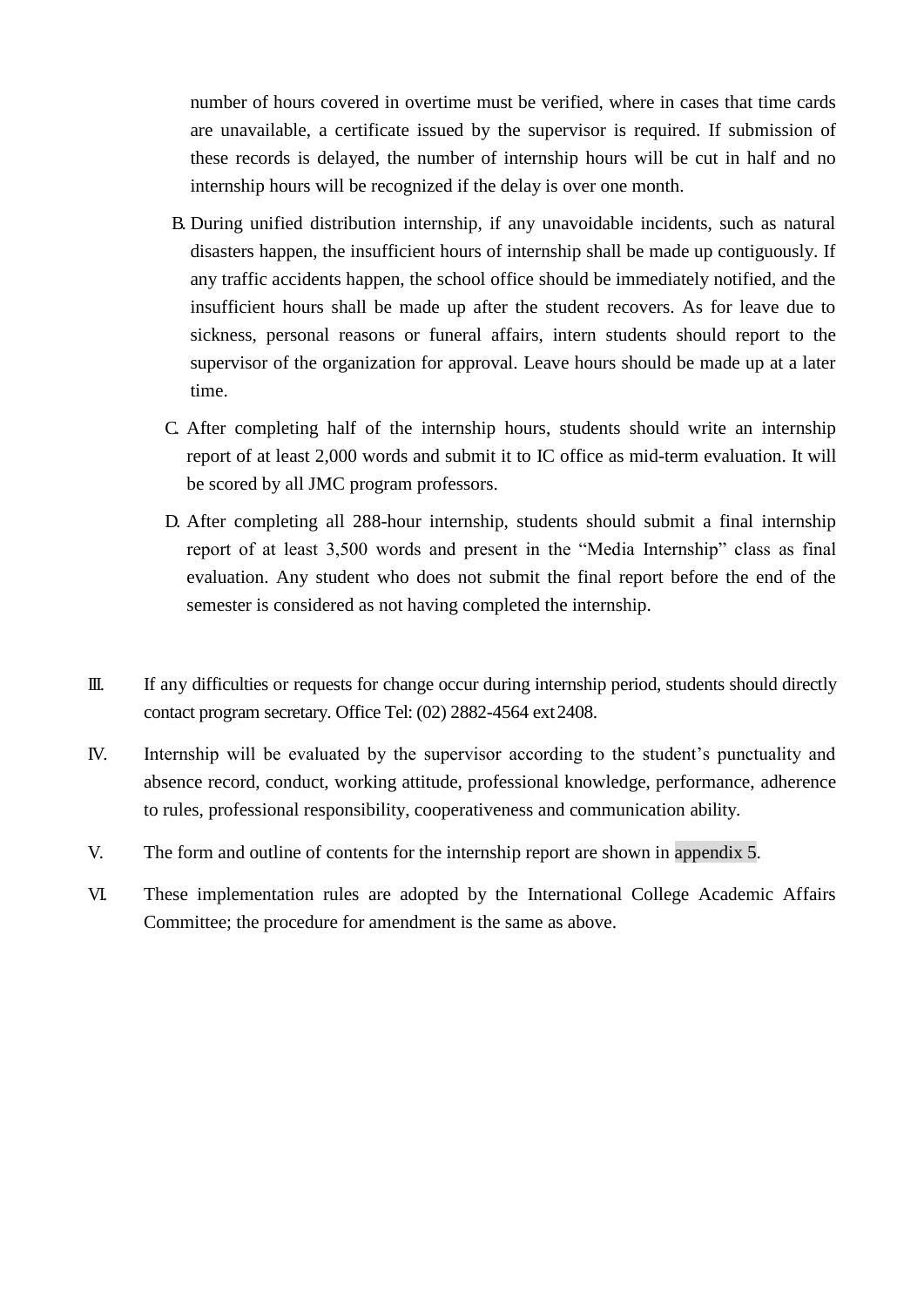number of hours covered in overtime must be verified, where in cases that time cards are unavailable, a certificate issued by the supervisor is required. If submission of these records is delayed, the number of internship hours will be cut in half and no internship hours will be recognized if the delay is over one month.

B. During unified distribution internship, if any unavoidable incidents, such as natural disasters happen, the insufficient hours of internship shall be made up contiguously. If any traffic accidents happen, the school office should be immediately notified, and the insufficient hours shall be made up after the student recovers. As for leave due to sickness, personal reasons or funeral affairs, intern students should report to the supervisor of the organization for approval. Leave hours should be made up at a later time.

C. After completing half of the internship hours, students should write an internship report of at least 2,000 words and submit it to IC office as mid-term evaluation. It will be scored by all JMC program professors.

D. After completing all 288-hour internship, students should submit a final internship report of at least 3,500 words and present in the "Media Internship" class as final evaluation. Any student who does not submit the final report before the end of the semester is considered as not having completed the internship.

III. If any difficulties or requests for change occur during internship period, students should directly contact program secretary. Office Tel: (02) 2882-4564 ext 2408.

IV. Internship will be evaluated by the supervisor according to the student's punctuality and absence record, conduct, working attitude, professional knowledge, performance, adherence to rules, professional responsibility, cooperativeness and communication ability.

V. The form and outline of contents for the internship report are shown in appendix 5.

VI. These implementation rules are adopted by the International College Academic Affairs Committee; the procedure for amendment is the same as above.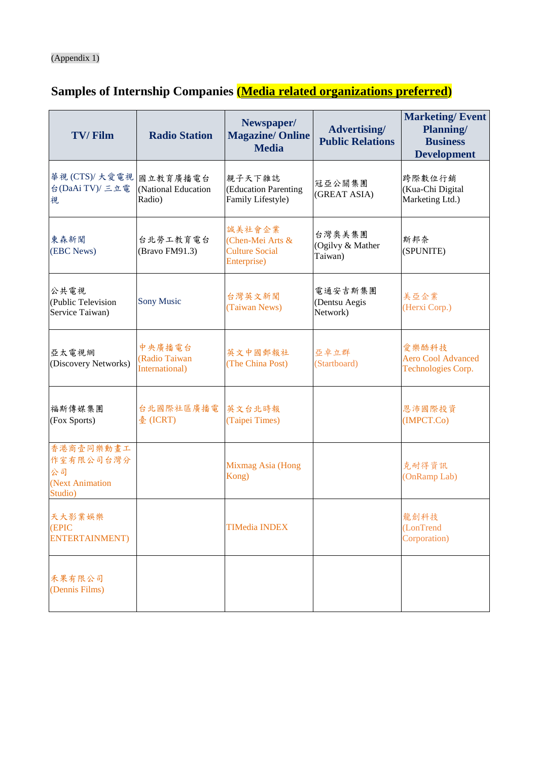(Appendix 1)

## Samples of Internship Companies <u>(Media related organizations preferred)</u>

| TV/ Film | Radio Station | Newspaper/ Magazine/ Online Media | Advertising/ Public Relations | Marketing/ Event Planning/ Business Development |
|---|---|---|---|---|
| 華視 (CTS)/ 大愛電視台(DaAi TV)/ 三立電視 | 國立教育廣播電台 (National Education Radio) | 親子天下雜誌 (Education Parenting Family Lifestyle) | 冠亞公關集團 (GREAT ASIA) | 跨際數位行銷 (Kua-Chi Digital Marketing Ltd.) |
| 東森新聞 (EBC News) | 台北勞工教育電台 (Bravo FM91.3) | 誠美社會企業 (Chen-Mei Arts & Culture Social Enterprise) | 台灣奧美集團 (Ogilvy & Mather Taiwan) | 斯邦奈 (SPUNITE) |
| 公共電視 (Public Television Service Taiwan) | Sony Music | 台灣英文新聞 (Taiwan News) | 電通安吉斯集團 (Dentsu Aegis Network) | 美亞企業 (Herxi Corp.) |
| 亞太電視網 (Discovery Networks) | 中央廣播電台 (Radio Taiwan International) | 英文中國郵報社 (The China Post) | 亞卓立群 (Startboard) | 愛樂酷科技 Aero Cool Advanced Technologies Corp. |
| 福斯傳媒集團 (Fox Sports) | 台北國際社區廣播電臺 (ICRT) | 英文台北時報 (Taipei Times) | | 恩沛國際投資 (IMPCT.Co) |
| 香港商壹同樂動畫工作室有限公司台灣分公司 (Next Animation Studio) | | Mixmag Asia (Hong Kong) | | 克耐得資訊 (OnRamp Lab) |
| 天大影業娛樂 (EPIC ENTERTAINMENT) | | TIMedia INDEX | | 龍創科技 (LonTrend Corporation) |
| 禾果有限公司 (Dennis Films) | | | | |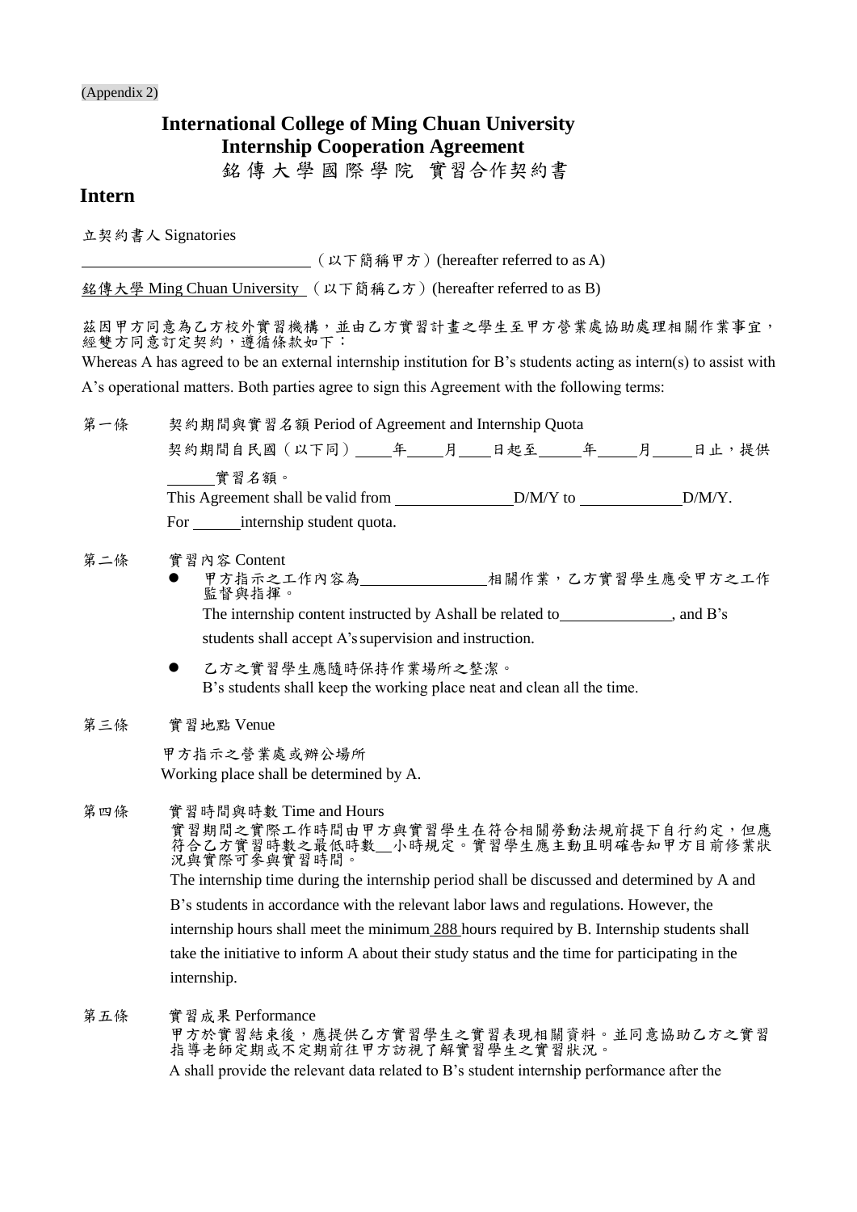(Appendix 2)

# International College of Ming Chuan University Internship Cooperation Agreement

## 銘傳大學國際學院 實習合作契約書

## Intern

立契約書人 Signatories

\_\_\_\_\_\_\_\_\_\_\_\_\_\_\_\_\_\_\_\_\_\_\_\_\_\_\_\_ （以下簡稱甲方）(hereafter referred to as A)

銘傳大學 Ming Chuan University （以下簡稱乙方）(hereafter referred to as B)

茲因甲方同意為乙方校外實習機構，並由乙方實習計畫之學生至甲方營業處協助處理相關作業事宜，經雙方同意訂定契約，遵循條款如下：

Whereas A has agreed to be an external internship institution for B's students acting as intern(s) to assist with A's operational matters. Both parties agree to sign this Agreement with the following terms:

第一條　契約期間與實習名額 Period of Agreement and Internship Quota

契約期間自民國（以下同）\_\_\_\_\_年\_\_\_\_\_月\_\_\_\_日起至\_\_\_\_\_\_年\_\_\_\_\_月\_\_\_\_\_日止，提供\_\_\_\_\_\_實習名額。

This Agreement shall be valid from \_\_\_\_\_\_\_\_\_\_\_\_\_\_\_\_D/M/Y to \_\_\_\_\_\_\_\_\_\_\_\_\_\_D/M/Y.

For \_\_\_\_\_\_internship student quota.

第二條　實習內容 Content

- 甲方指示之工作內容為\_\_\_\_\_\_\_\_\_\_\_\_\_\_\_\_相關作業，乙方實習學生應受甲方之工作監督與指揮。

  The internship content instructed by A shall be related to\_\_\_\_\_\_\_\_\_\_\_\_\_\_\_, and B's students shall accept A's supervision and instruction.

- 乙方之實習學生應隨時保持作業場所之整潔。

  B's students shall keep the working place neat and clean all the time.

第三條　實習地點 Venue

甲方指示之營業處或辦公場所

Working place shall be determined by A.

第四條　實習時間與時數 Time and Hours

實習期間之實際工作時間由甲方與實習學生在符合相關勞動法規前提下自行約定，但應符合乙方實習時數之最低時數\_\_小時規定。實習學生應主動且明確告知甲方目前修業狀況與實際可參與實習時間。

The internship time during the internship period shall be discussed and determined by A and B's students in accordance with the relevant labor laws and regulations. However, the internship hours shall meet the minimum 288 hours required by B. Internship students shall take the initiative to inform A about their study status and the time for participating in the internship.

第五條　實習成果 Performance

甲方於實習結束後，應提供乙方實習學生之實習表現相關資料。並同意協助乙方之實習指導老師定期或不定期前往甲方訪視了解實習學生之實習狀況。

A shall provide the relevant data related to B's student internship performance after the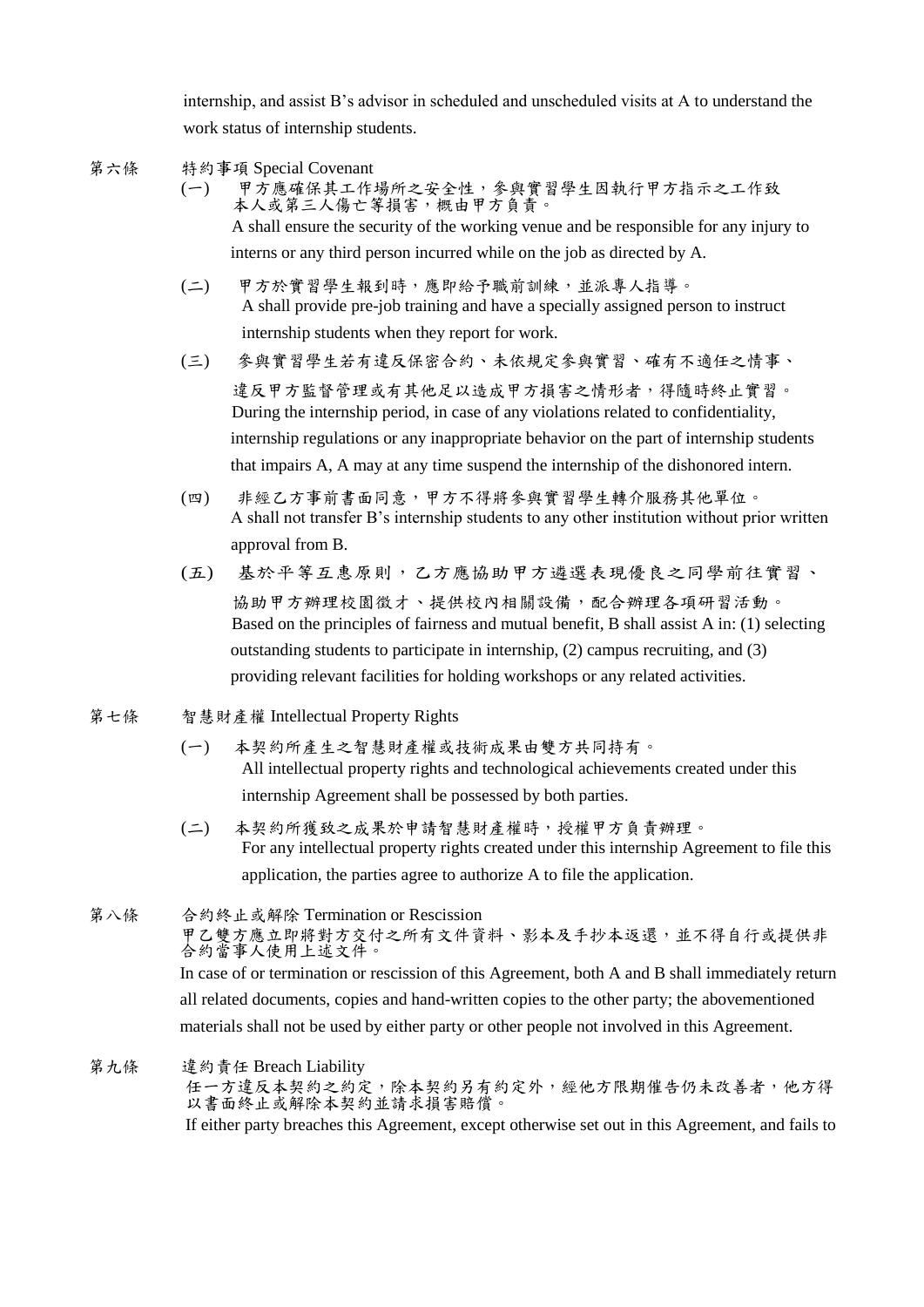internship, and assist B's advisor in scheduled and unscheduled visits at A to understand the work status of internship students.

第六條　特約事項 Special Covenant

(一)　甲方應確保其工作場所之安全性，參與實習學生因執行甲方指示之工作致本人或第三人傷亡等損害，概由甲方負責。
A shall ensure the security of the working venue and be responsible for any injury to interns or any third person incurred while on the job as directed by A.

(二)　甲方於實習學生報到時，應即給予職前訓練，並派專人指導。
A shall provide pre-job training and have a specially assigned person to instruct internship students when they report for work.

(三)　參與實習學生若有違反保密合約、未依規定參與實習、確有不適任之情事、違反甲方監督管理或有其他足以造成甲方損害之情形者，得隨時終止實習。
During the internship period, in case of any violations related to confidentiality, internship regulations or any inappropriate behavior on the part of internship students that impairs A, A may at any time suspend the internship of the dishonored intern.

(四)　非經乙方事前書面同意，甲方不得將參與實習學生轉介服務其他單位。
A shall not transfer B's internship students to any other institution without prior written approval from B.

(五)　基於平等互惠原則，乙方應協助甲方遴選表現優良之同學前往實習、協助甲方辦理校園徵才、提供校內相關設備，配合辦理各項研習活動。
Based on the principles of fairness and mutual benefit, B shall assist A in: (1) selecting outstanding students to participate in internship, (2) campus recruiting, and (3) providing relevant facilities for holding workshops or any related activities.

第七條　智慧財產權 Intellectual Property Rights

(一)　本契約所產生之智慧財產權或技術成果由雙方共同持有。
All intellectual property rights and technological achievements created under this internship Agreement shall be possessed by both parties.

(二)　本契約所獲致之成果於申請智慧財產權時，授權甲方負責辦理。
For any intellectual property rights created under this internship Agreement to file this application, the parties agree to authorize A to file the application.

第八條　合約終止或解除 Termination or Rescission

甲乙雙方應立即將對方交付之所有文件資料、影本及手抄本返還，並不得自行或提供非合約當事人使用上述文件。
In case of or termination or rescission of this Agreement, both A and B shall immediately return all related documents, copies and hand-written copies to the other party; the abovementioned materials shall not be used by either party or other people not involved in this Agreement.

第九條　違約責任 Breach Liability

任一方違反本契約之約定，除本契約另有約定外，經他方限期催告仍未改善者，他方得以書面終止或解除本契約並請求損害賠償。
If either party breaches this Agreement, except otherwise set out in this Agreement, and fails to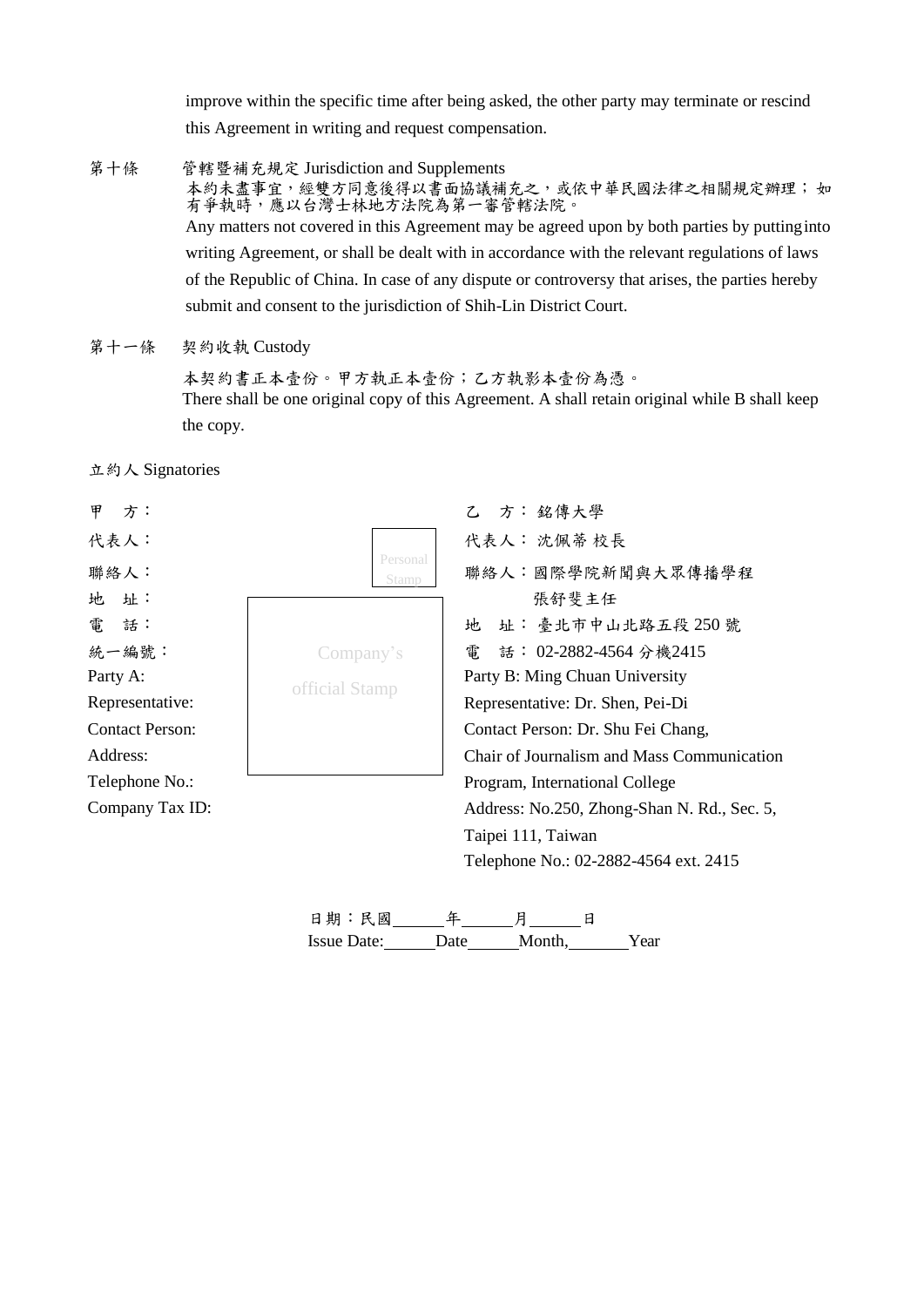improve within the specific time after being asked, the other party may terminate or rescind this Agreement in writing and request compensation.

第十條　管轄暨補充規定 Jurisdiction and Supplements

本約未盡事宜，經雙方同意後得以書面協議補充之，或依中華民國法律之相關規定辦理；如有爭執時，應以台灣士林地方法院為第一審管轄法院。

Any matters not covered in this Agreement may be agreed upon by both parties by putting into writing Agreement, or shall be dealt with in accordance with the relevant regulations of laws of the Republic of China. In case of any dispute or controversy that arises, the parties hereby submit and consent to the jurisdiction of Shih-Lin District Court.

第十一條　契約收執 Custody

本契約書正本壹份。甲方執正本壹份；乙方執影本壹份為憑。

There shall be one original copy of this Agreement. A shall retain original while B shall keep the copy.

立約人 Signatories

甲　方：

代表人：

聯絡人：

地　址：

電　話：

統一編號：

Party A:

Representative:

Contact Person:

Address:

Telephone No.:

Company Tax ID:

Personal Stamp

Company's official Stamp

乙　方：銘傳大學

代表人：沈佩蒂 校長

聯絡人：國際學院新聞與大眾傳播學程 張舒斐主任

地　址：臺北市中山北路五段 250 號

電　話：02-2882-4564 分機2415

Party B: Ming Chuan University

Representative: Dr. Shen, Pei-Di

Contact Person: Dr. Shu Fei Chang, Chair of Journalism and Mass Communication Program, International College

Address: No.250, Zhong-Shan N. Rd., Sec. 5, Taipei 111, Taiwan

Telephone No.: 02-2882-4564 ext. 2415

日期：民國\_\_\_\_\_\_年\_\_\_\_\_\_月\_\_\_\_\_\_日

Issue Date:\_\_\_\_\_\_Date\_\_\_\_\_\_Month,\_\_\_\_\_\_\_Year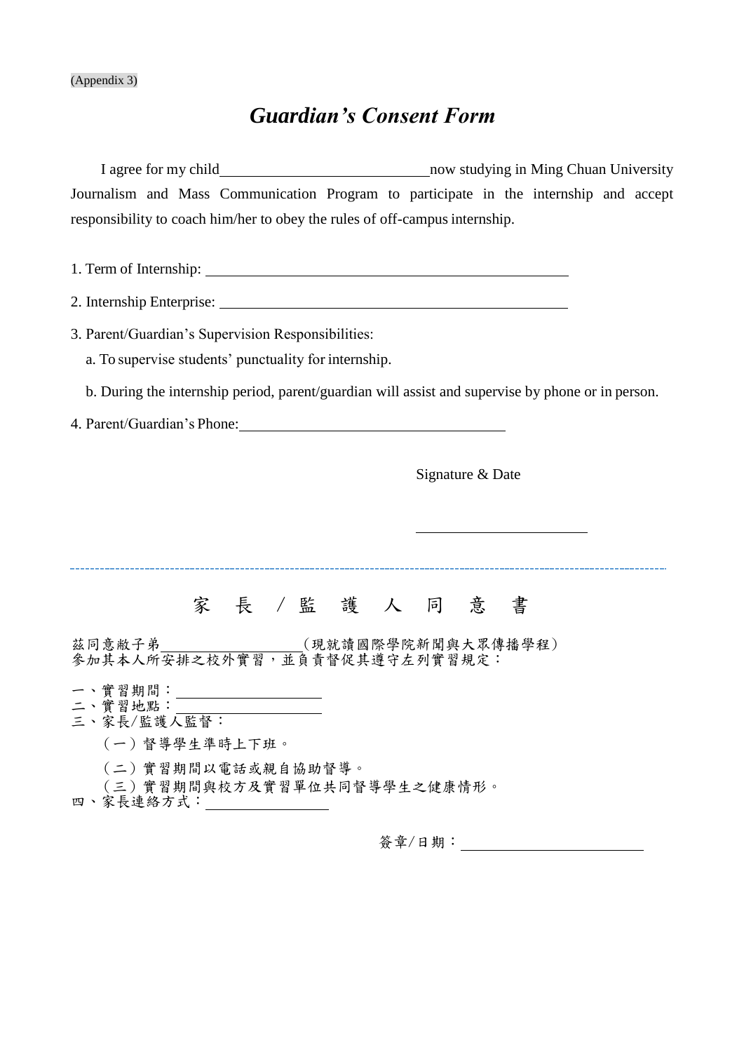(Appendix 3)

# *Guardian's Consent Form*

I agree for my child\_\_\_\_\_\_\_\_\_\_\_\_\_\_\_\_\_\_\_\_\_\_\_\_\_\_\_\_now studying in Ming Chuan University Journalism and Mass Communication Program to participate in the internship and accept responsibility to coach him/her to obey the rules of off-campus internship.

1. Term of Internship: \_\_\_\_\_\_\_\_\_\_\_\_\_\_\_\_\_\_\_\_\_\_\_\_\_\_\_\_\_\_\_\_\_\_\_\_\_\_\_\_\_\_\_\_\_\_\_\_

2. Internship Enterprise: \_\_\_\_\_\_\_\_\_\_\_\_\_\_\_\_\_\_\_\_\_\_\_\_\_\_\_\_\_\_\_\_\_\_\_\_\_\_\_\_\_\_\_\_\_\_\_\_

3. Parent/Guardian's Supervision Responsibilities:

   a. To supervise students' punctuality for internship.

   b. During the internship period, parent/guardian will assist and supervise by phone or in person.

4. Parent/Guardian's Phone:\_\_\_\_\_\_\_\_\_\_\_\_\_\_\_\_\_\_\_\_\_\_\_\_\_\_\_\_\_\_\_\_\_\_\_\_\_

Signature & Date

\_\_\_\_\_\_\_\_\_\_\_\_\_\_\_\_\_\_\_\_\_\_\_\_

---

## 家長/監護人同意書

茲同意敝子弟\_\_\_\_\_\_\_\_\_\_\_\_\_\_\_\_\_\_\_（現就讀國際學院新聞與大眾傳播學程）參加其本人所安排之校外實習，並負責督促其遵守左列實習規定：

一、實習期間：\_\_\_\_\_\_\_\_\_\_\_\_\_\_\_\_\_\_\_\_

二、實習地點：\_\_\_\_\_\_\_\_\_\_\_\_\_\_\_\_\_\_\_\_

三、家長/監護人監督：

（一）督導學生準時上下班。

（二）實習期間以電話或親自協助督導。

（三）實習期間與校方及實習單位共同督導學生之健康情形。

四、家長連絡方式：\_\_\_\_\_\_\_\_\_\_\_\_\_\_\_\_\_

簽章/日期：\_\_\_\_\_\_\_\_\_\_\_\_\_\_\_\_\_\_\_\_\_\_\_\_\_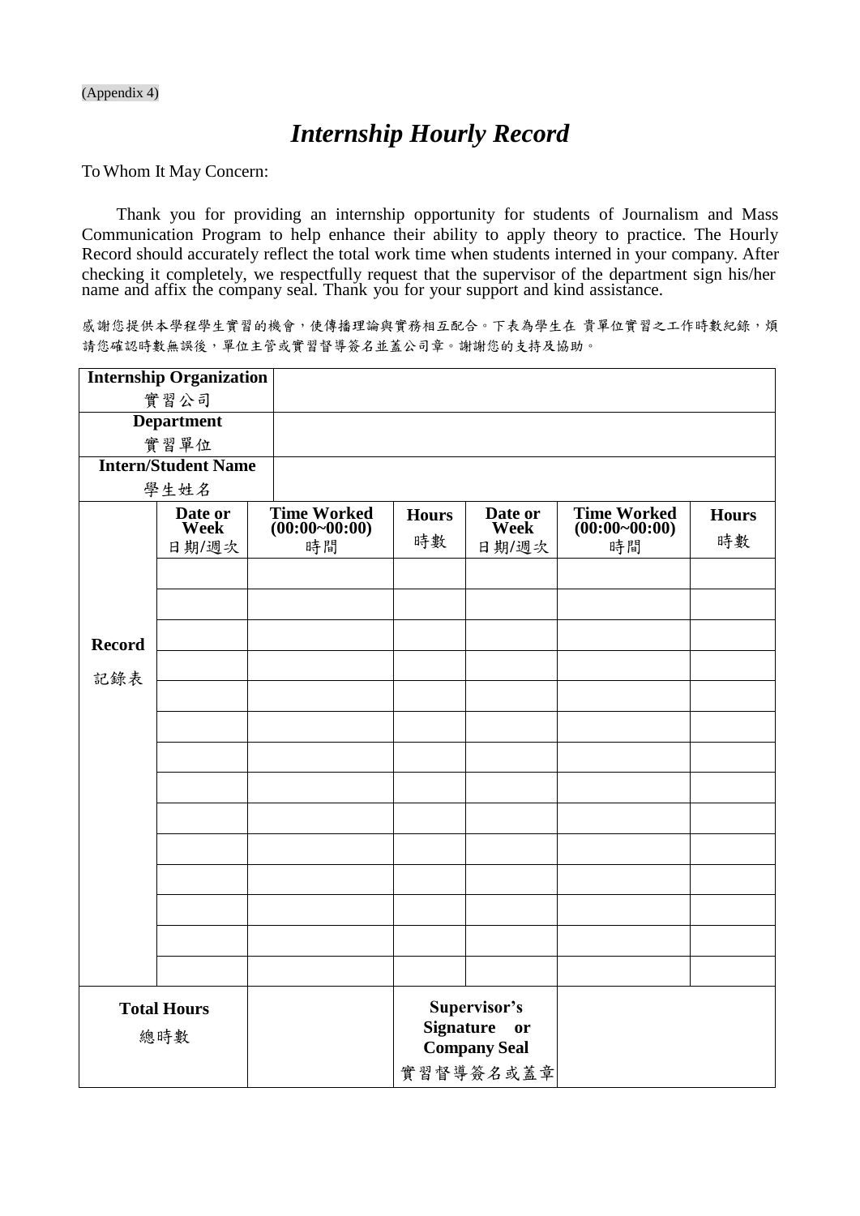(Appendix 4)

# *Internship Hourly Record*

To Whom It May Concern:

Thank you for providing an internship opportunity for students of Journalism and Mass Communication Program to help enhance their ability to apply theory to practice. The Hourly Record should accurately reflect the total work time when students interned in your company. After checking it completely, we respectfully request that the supervisor of the department sign his/her name and affix the company seal. Thank you for your support and kind assistance.

感謝您提供本學程學生實習的機會，使傳播理論與實務相互配合。下表為學生在 貴單位實習之工作時數紀錄，煩請您確認時數無誤後，單位主管或實習督導簽名並蓋公司章。謝謝您的支持及協助。

| **Internship Organization** 實習公司 | | | | | | |
|---|---|---|---|---|---|---|
| **Department** 實習單位 | | | | | | |
| **Intern/Student Name** 學生姓名 | | | | | | |
| **Record** 記錄表 | **Date or Week** 日期/週次 | **Time Worked (00:00~00:00)** 時間 | **Hours** 時數 | **Date or Week** 日期/週次 | **Time Worked (00:00~00:00)** 時間 | **Hours** 時數 |
| | | | | | | |
| | | | | | | |
| | | | | | | |
| | | | | | | |
| | | | | | | |
| | | | | | | |
| | | | | | | |
| | | | | | | |
| | | | | | | |
| | | | | | | |
| | | | | | | |
| | | | | | | |
| | | | | | | |
| | | | | | | |
| **Total Hours** 總時數 | | | **Supervisor's Signature or Company Seal** 實習督導簽名或蓋章 | | | |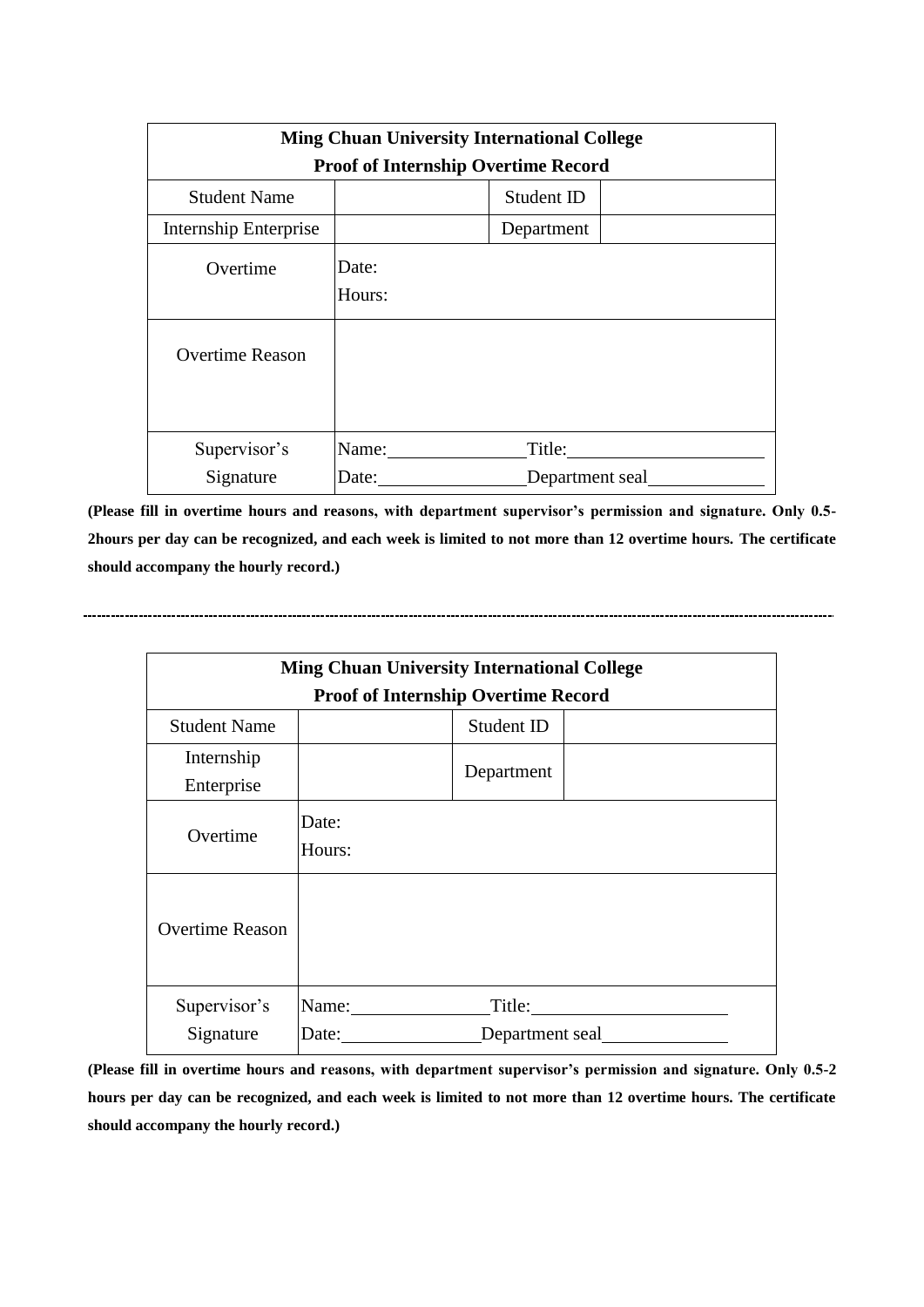| **Ming Chuan University International College<br>Proof of Internship Overtime Record** | | | |
|---|---|---|---|
| Student Name | | Student ID | |
| Internship Enterprise | | Department | |
| Overtime | Date:<br>Hours: | | |
| Overtime Reason | | | |
| Supervisor's Signature | Name:\_\_\_\_\_\_\_\_\_\_\_\_\_\_ Title:\_\_\_\_\_\_\_\_\_\_\_\_\_\_\_\_\_\_\_\_<br>Date:\_\_\_\_\_\_\_\_\_\_\_\_\_\_\_ Department seal\_\_\_\_\_\_\_\_\_\_\_\_ | | |

**(Please fill in overtime hours and reasons, with department supervisor's permission and signature. Only 0.5-2hours per day can be recognized, and each week is limited to not more than 12 overtime hours. The certificate should accompany the hourly record.)**

---

| **Ming Chuan University International College<br>Proof of Internship Overtime Record** | | | |
|---|---|---|---|
| Student Name | | Student ID | |
| Internship Enterprise | | Department | |
| Overtime | Date:<br>Hours: | | |
| Overtime Reason | | | |
| Supervisor's Signature | Name:\_\_\_\_\_\_\_\_\_\_\_\_\_\_ Title:\_\_\_\_\_\_\_\_\_\_\_\_\_\_\_\_\_\_\_\_<br>Date:\_\_\_\_\_\_\_\_\_\_\_\_\_\_\_ Department seal\_\_\_\_\_\_\_\_\_\_\_\_ | | |

**(Please fill in overtime hours and reasons, with department supervisor's permission and signature. Only 0.5-2 hours per day can be recognized, and each week is limited to not more than 12 overtime hours. The certificate should accompany the hourly record.)**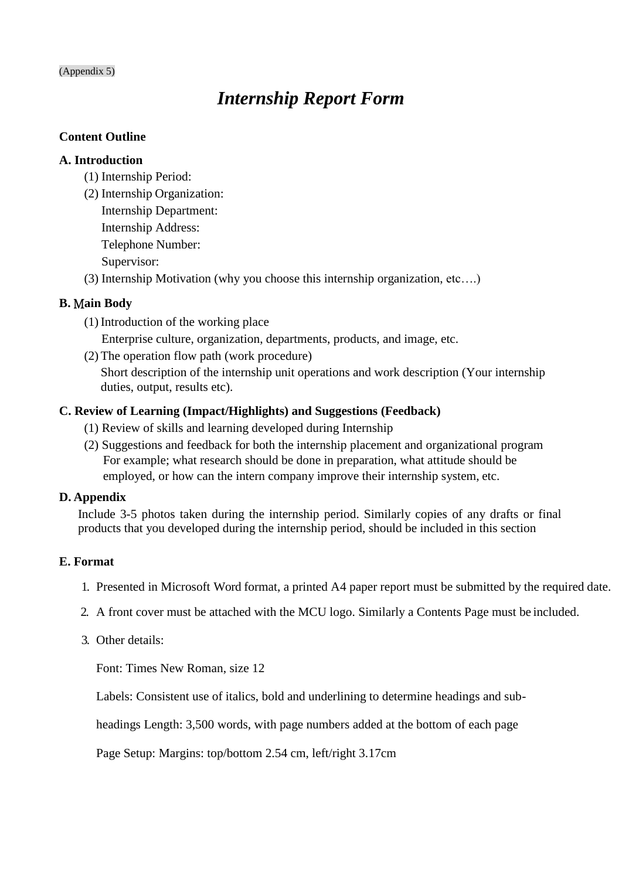(Appendix 5)

# *Internship Report Form*

**Content Outline**

### A. Introduction

(1) Internship Period:

(2) Internship Organization:
 Internship Department:
 Internship Address:
 Telephone Number:
 Supervisor:

(3) Internship Motivation (why you choose this internship organization, etc….)

### B. Main Body

(1) Introduction of the working place
 Enterprise culture, organization, departments, products, and image, etc.

(2) The operation flow path (work procedure)
 Short description of the internship unit operations and work description (Your internship duties, output, results etc).

### C. Review of Learning (Impact/Highlights) and Suggestions (Feedback)

(1) Review of skills and learning developed during Internship

(2) Suggestions and feedback for both the internship placement and organizational program
 For example; what research should be done in preparation, what attitude should be employed, or how can the intern company improve their internship system, etc.

### D. Appendix

Include 3-5 photos taken during the internship period. Similarly copies of any drafts or final products that you developed during the internship period, should be included in this section

### E. Format

1. Presented in Microsoft Word format, a printed A4 paper report must be submitted by the required date.
2. A front cover must be attached with the MCU logo. Similarly a Contents Page must be included.
3. Other details:

   Font: Times New Roman, size 12

   Labels: Consistent use of italics, bold and underlining to determine headings and sub-

   headings Length: 3,500 words, with page numbers added at the bottom of each page

   Page Setup: Margins: top/bottom 2.54 cm, left/right 3.17cm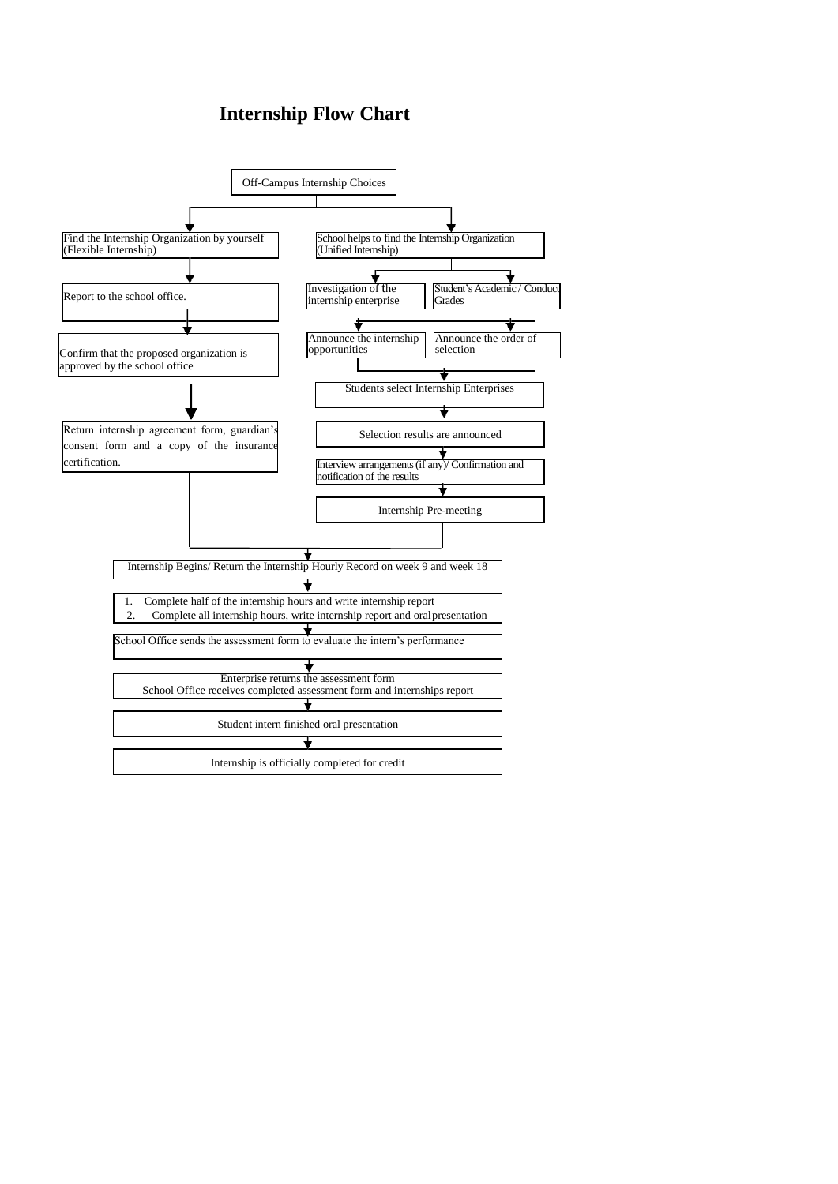# Internship Flow Chart

Off-Campus Internship Choices

**Find the Internship Organization by yourself (Flexible Internship)**

1. Report to the school office.
2. Confirm that the proposed organization is approved by the school office
3. Return internship agreement form, guardian's consent form and a copy of the insurance certification.

**School helps to find the Internship Organization (Unified Internship)**

1. Investigation of the internship enterprise → Announce the internship opportunities
2. Student's Academic / Conduct Grades → Announce the order of selection
3. Students select Internship Enterprises
4. Selection results are announced
5. Interview arrangements (if any)/ Confirmation and notification of the results
6. Internship Pre-meeting

**Both paths continue:**

1. Internship Begins/ Return the Internship Hourly Record on week 9 and week 18
2. 1. Complete half of the internship hours and write internship report
   2. Complete all internship hours, write internship report and oral presentation
3. School Office sends the assessment form to evaluate the intern's performance
4. Enterprise returns the assessment form
   School Office receives completed assessment form and internships report
5. Student intern finished oral presentation
6. Internship is officially completed for credit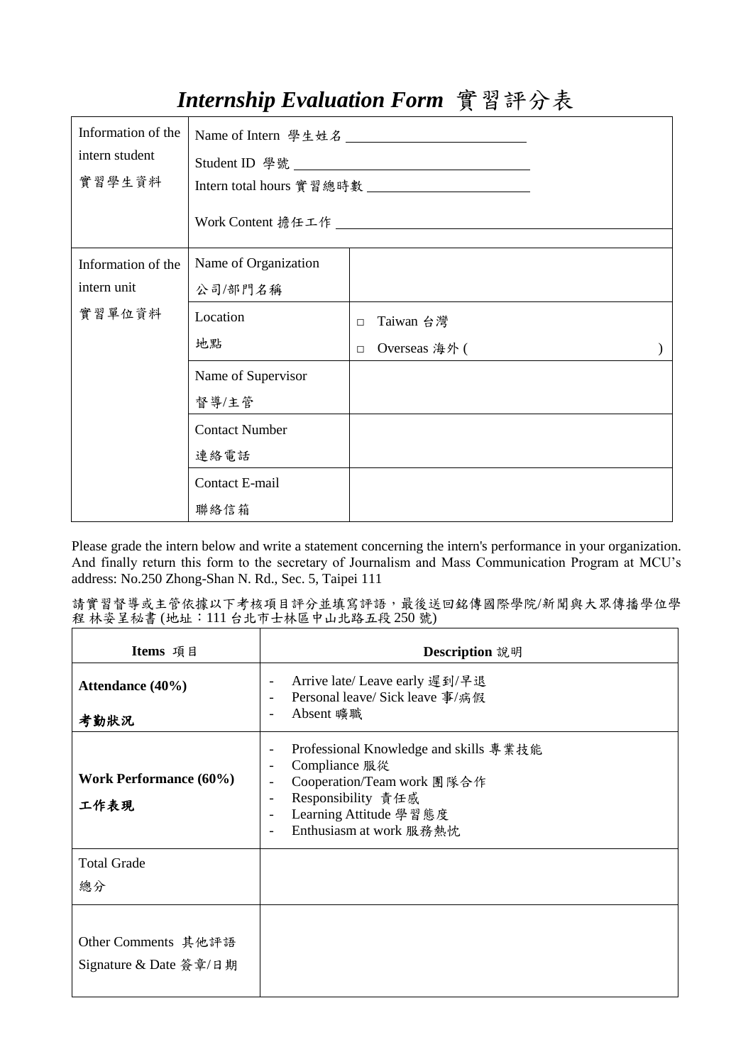# *Internship Evaluation Form* 實習評分表

| Information of the intern student 實習學生資料 | Name of Intern 學生姓名 ______________________ <br> Student ID 學號 ______________________ <br> Intern total hours 實習總時數 ______________________ <br> Work Content 擔任工作 ______________________ | |
|---|---|---|
| Information of the intern unit 實習單位資料 | Name of Organization 公司/部門名稱 | |
| | Location 地點 | □ Taiwan 台灣 <br> □ Overseas 海外 (                    ) |
| | Name of Supervisor 督導/主管 | |
| | Contact Number 連絡電話 | |
| | Contact E-mail 聯絡信箱 | |

Please grade the intern below and write a statement concerning the intern's performance in your organization. And finally return this form to the secretary of Journalism and Mass Communication Program at MCU's address: No.250 Zhong-Shan N. Rd., Sec. 5, Taipei 111

請實習督導或主管依據以下考核項目評分並填寫評語，最後送回銘傳國際學院/新聞與大眾傳播學位學程 林姿呈秘書 (地址：111 台北市士林區中山北路五段 250 號)

| **Items** 項目 | **Description** 說明 |
|---|---|
| **Attendance (40%)** <br> **考勤狀況** | - Arrive late/ Leave early 遲到/早退 <br> - Personal leave/ Sick leave 事/病假 <br> - Absent 曠職 |
| **Work Performance (60%)** <br> **工作表現** | - Professional Knowledge and skills 專業技能 <br> - Compliance 服從 <br> - Cooperation/Team work 團隊合作 <br> - Responsibility 責任感 <br> - Learning Attitude 學習態度 <br> - Enthusiasm at work 服務熱忱 |
| Total Grade <br> 總分 | |
| Other Comments 其他評語 <br> Signature & Date 簽章/日期 | |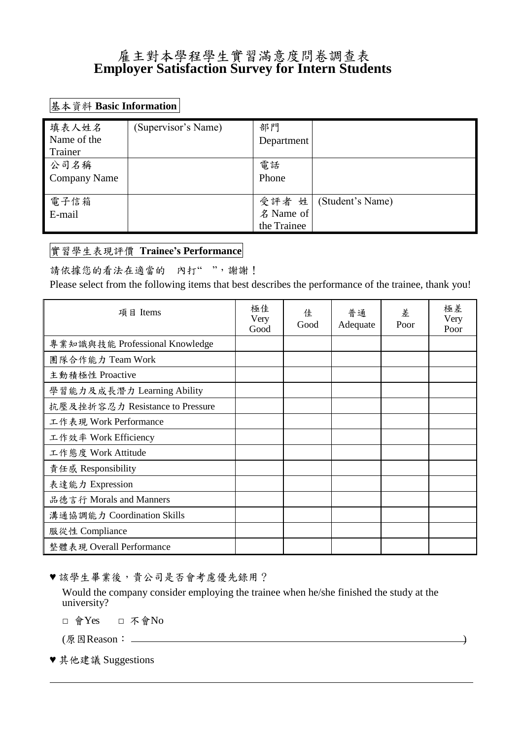# 雇主對本學程學生實習滿意度問卷調查表
# Employer Satisfaction Survey for Intern Students

## 基本資料 Basic Information

| | | | |
|---|---|---|---|
| 填表人姓名 Name of the Trainer | (Supervisor's Name) | 部門 Department | |
| 公司名稱 Company Name | | 電話 Phone | |
| 電子信箱 E-mail | | 受評者姓名 Name of the Trainee | (Student's Name) |

## 實習學生表現評價 Trainee's Performance

請依據您的看法在適當的　內打" "，謝謝！

Please select from the following items that best describes the performance of the trainee, thank you!

| 項目 Items | 極佳 Very Good | 佳 Good | 普通 Adequate | 差 Poor | 極差 Very Poor |
|---|---|---|---|---|---|
| 專業知識與技能 Professional Knowledge | | | | | |
| 團隊合作能力 Team Work | | | | | |
| 主動積極性 Proactive | | | | | |
| 學習能力及成長潛力 Learning Ability | | | | | |
| 抗壓及挫折容忍力 Resistance to Pressure | | | | | |
| 工作表現 Work Performance | | | | | |
| 工作效率 Work Efficiency | | | | | |
| 工作態度 Work Attitude | | | | | |
| 責任感 Responsibility | | | | | |
| 表達能力 Expression | | | | | |
| 品德言行 Morals and Manners | | | | | |
| 溝通協調能力 Coordination Skills | | | | | |
| 服從性 Compliance | | | | | |
| 整體表現 Overall Performance | | | | | |

♥ 該學生畢業後，貴公司是否會考慮優先錄用？

Would the company consider employing the trainee when he/she finished the study at the university?

□ 會Yes　□ 不會No

(原因Reason：＿＿＿＿＿＿＿＿＿＿＿＿＿＿＿＿＿＿＿＿＿＿＿＿＿＿＿＿＿＿)

♥ 其他建議 Suggestions

＿＿＿＿＿＿＿＿＿＿＿＿＿＿＿＿＿＿＿＿＿＿＿＿＿＿＿＿＿＿＿＿＿＿＿＿